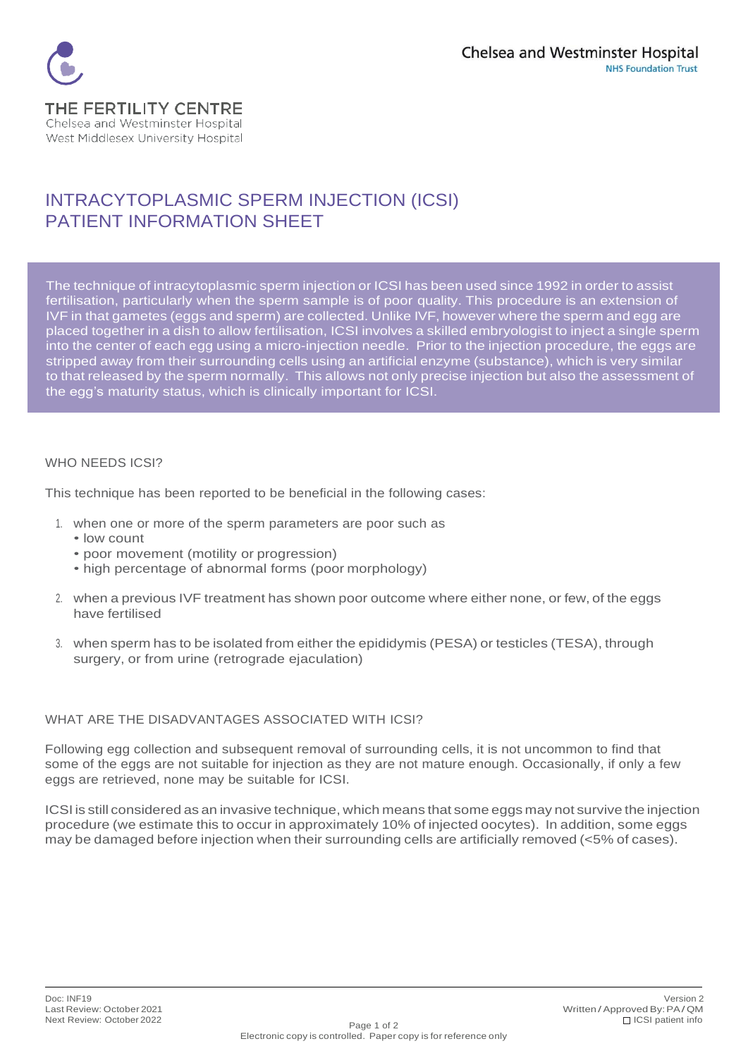THE FERTILITY CENTRE
Chelsea and Westminster Hospital
West Middlesex University Hospital

Chelsea and Westminster Hospital
NHS Foundation Trust

# INTRACYTOPLASMIC SPERM INJECTION (ICSI) PATIENT INFORMATION SHEET

The technique of intracytoplasmic sperm injection or ICSI has been used since 1992 in order to assist fertilisation, particularly when the sperm sample is of poor quality. This procedure is an extension of IVF in that gametes (eggs and sperm) are collected. Unlike IVF, however where the sperm and egg are placed together in a dish to allow fertilisation, ICSI involves a skilled embryologist to inject a single sperm into the center of each egg using a micro-injection needle. Prior to the injection procedure, the eggs are stripped away from their surrounding cells using an artificial enzyme (substance), which is very similar to that released by the sperm normally. This allows not only precise injection but also the assessment of the egg's maturity status, which is clinically important for ICSI.

## WHO NEEDS ICSI?

This technique has been reported to be beneficial in the following cases:

1. when one or more of the sperm parameters are poor such as
   - low count
   - poor movement (motility or progression)
   - high percentage of abnormal forms (poor morphology)

2. when a previous IVF treatment has shown poor outcome where either none, or few, of the eggs have fertilised

3. when sperm has to be isolated from either the epididymis (PESA) or testicles (TESA), through surgery, or from urine (retrograde ejaculation)

## WHAT ARE THE DISADVANTAGES ASSOCIATED WITH ICSI?

Following egg collection and subsequent removal of surrounding cells, it is not uncommon to find that some of the eggs are not suitable for injection as they are not mature enough. Occasionally, if only a few eggs are retrieved, none may be suitable for ICSI.

ICSI is still considered as an invasive technique, which means that some eggs may not survive the injection procedure (we estimate this to occur in approximately 10% of injected oocytes). In addition, some eggs may be damaged before injection when their surrounding cells are artificially removed (<5% of cases).

Doc: INF19
Last Review: October 2021
Next Review: October 2022

Version 2
Written / Approved By: PA / QM
☐ ICSI patient info

Electronic copy is controlled. Paper copy is for reference only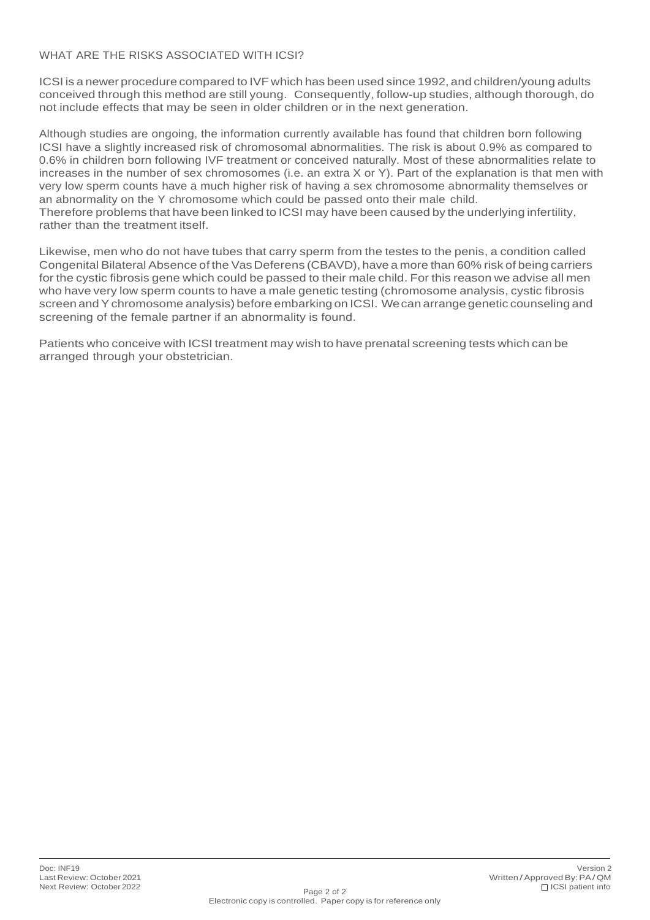## WHAT ARE THE RISKS ASSOCIATED WITH ICSI?

ICSI is a newer procedure compared to IVF which has been used since 1992, and children/young adults conceived through this method are still young. Consequently, follow-up studies, although thorough, do not include effects that may be seen in older children or in the next generation.

Although studies are ongoing, the information currently available has found that children born following ICSI have a slightly increased risk of chromosomal abnormalities. The risk is about 0.9% as compared to 0.6% in children born following IVF treatment or conceived naturally. Most of these abnormalities relate to increases in the number of sex chromosomes (i.e. an extra X or Y). Part of the explanation is that men with very low sperm counts have a much higher risk of having a sex chromosome abnormality themselves or an abnormality on the Y chromosome which could be passed onto their male child.
Therefore problems that have been linked to ICSI may have been caused by the underlying infertility, rather than the treatment itself.

Likewise, men who do not have tubes that carry sperm from the testes to the penis, a condition called Congenital Bilateral Absence of the Vas Deferens (CBAVD), have a more than 60% risk of being carriers for the cystic fibrosis gene which could be passed to their male child. For this reason we advise all men who have very low sperm counts to have a male genetic testing (chromosome analysis, cystic fibrosis screen and Y chromosome analysis) before embarking on ICSI. We can arrange genetic counseling and screening of the female partner if an abnormality is found.

Patients who conceive with ICSI treatment may wish to have prenatal screening tests which can be arranged through your obstetrician.

Doc: INF19
Last Review: October 2021
Next Review: October 2022

Version 2
Written / Approved By: PA / QM
☐ ICSI patient info

Electronic copy is controlled. Paper copy is for reference only